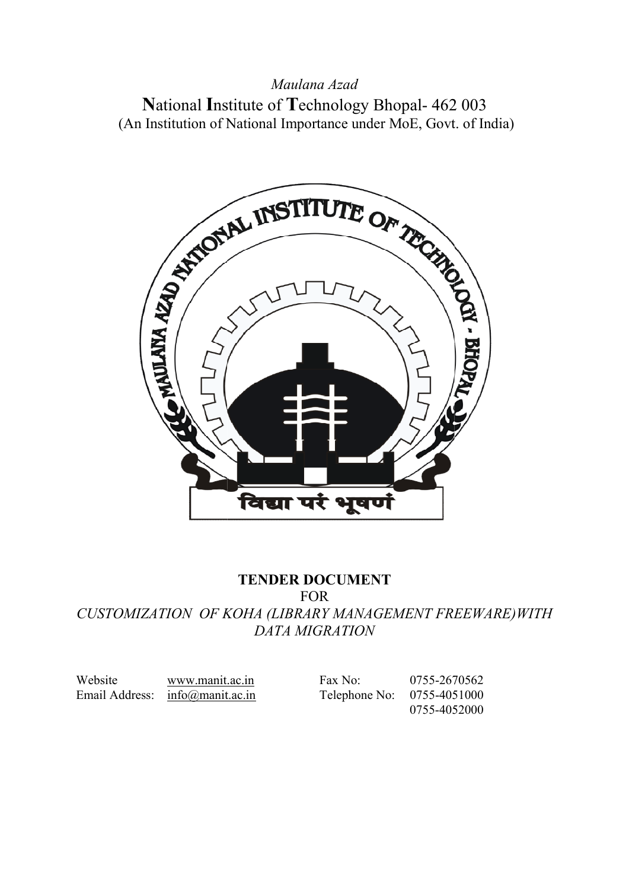*Maulana Azad*

**N**ational **I**nstitute of **T**echnology Bhopal- 462 003

(An Institution of National Importance under MoE, Govt. of India)

# TENDER DOCUMENT

FOR

*CUSTOMIZATION OF KOHA (LIBRARY MANAGEMENT FREEWARE)WITH DATA MIGRATION*

| | | | |
|---|---|---|---|
| Website | www.manit.ac.in | Fax No: | 0755-2670562 |
| Email Address: | info@manit.ac.in | Telephone No: | 0755-4051000 |
| | | | 0755-4052000 |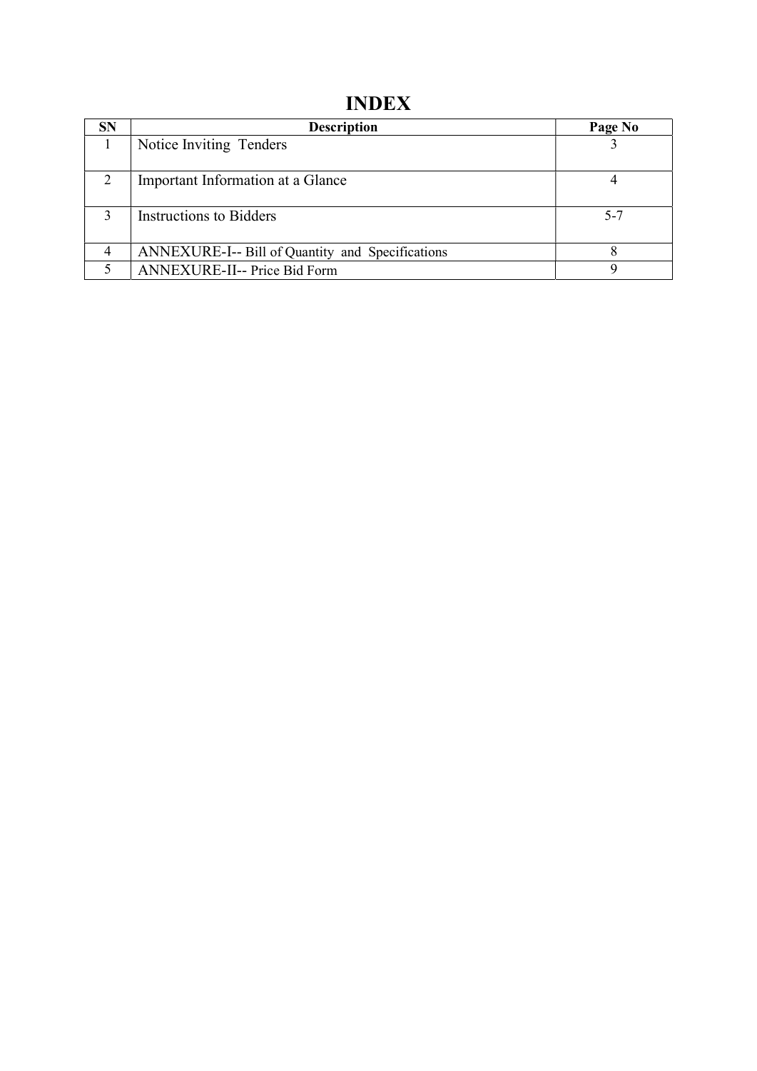# INDEX

| SN | Description | Page No |
|---|---|---|
| 1 | Notice Inviting Tenders | 3 |
| 2 | Important Information at a Glance | 4 |
| 3 | Instructions to Bidders | 5-7 |
| 4 | ANNEXURE-I-- Bill of Quantity and Specifications | 8 |
| 5 | ANNEXURE-II-- Price Bid Form | 9 |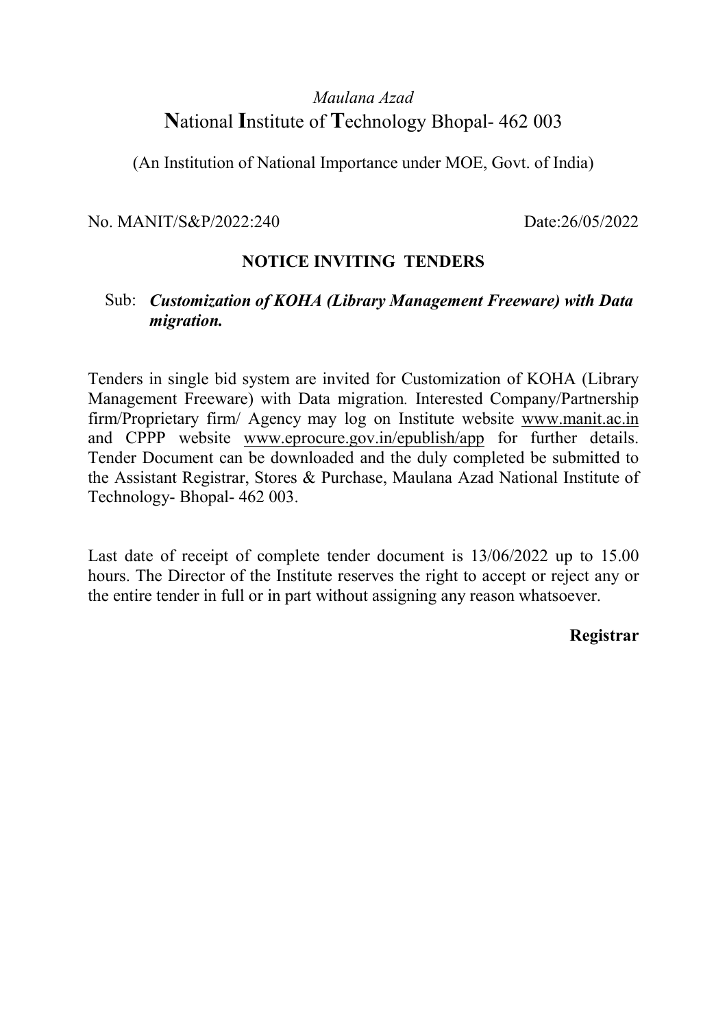*Maulana Azad*

# **N**ational **I**nstitute of **T**echnology Bhopal- 462 003

(An Institution of National Importance under MOE, Govt. of India)

No. MANIT/S&P/2022:240 Date:26/05/2022

## NOTICE INVITING TENDERS

Sub: ***Customization of KOHA (Library Management Freeware) with Data migration.***

Tenders in single bid system are invited for Customization of KOHA (Library Management Freeware) with Data migration. Interested Company/Partnership firm/Proprietary firm/ Agency may log on Institute website www.manit.ac.in and CPPP website www.eprocure.gov.in/epublish/app for further details. Tender Document can be downloaded and the duly completed be submitted to the Assistant Registrar, Stores & Purchase, Maulana Azad National Institute of Technology- Bhopal- 462 003.

Last date of receipt of complete tender document is 13/06/2022 up to 15.00 hours. The Director of the Institute reserves the right to accept or reject any or the entire tender in full or in part without assigning any reason whatsoever.

**Registrar**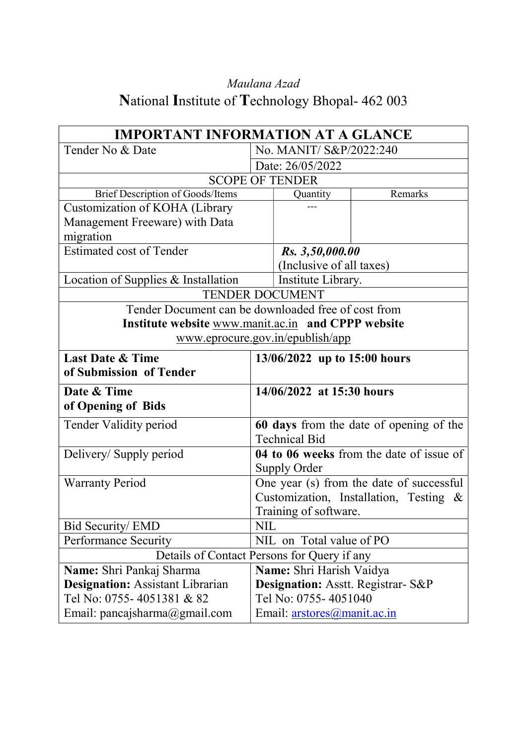*Maulana Azad*

# National Institute of Technology Bhopal- 462 003

| **IMPORTANT INFORMATION AT A GLANCE** | | |
|---|---|---|
| Tender No & Date | No. MANIT/ S&P/2022:240 | |
| | Date: 26/05/2022 | |
| SCOPE OF TENDER | | |
| Brief Description of Goods/Items | Quantity | Remarks |
| Customization of KOHA (Library Management Freeware) with Data migration | --- | |
| Estimated cost of Tender | ***Rs. 3,50,000.00*** (Inclusive of all taxes) | |
| Location of Supplies & Installation | Institute Library. | |
| TENDER DOCUMENT | | |
| Tender Document can be downloaded free of cost from **Institute website** www.manit.ac.in **and CPPP website** www.eprocure.gov.in/epublish/app | | |
| **Last Date & Time of Submission of Tender** | **13/06/2022 up to 15:00 hours** | |
| **Date & Time of Opening of Bids** | **14/06/2022 at 15:30 hours** | |
| Tender Validity period | **60 days** from the date of opening of the Technical Bid | |
| Delivery/ Supply period | **04 to 06 weeks** from the date of issue of Supply Order | |
| Warranty Period | One year (s) from the date of successful Customization, Installation, Testing & Training of software. | |
| Bid Security/ EMD | NIL | |
| Performance Security | NIL on Total value of PO | |
| Details of Contact Persons for Query if any | | |
| **Name:** Shri Pankaj Sharma<br>**Designation:** Assistant Librarian<br>Tel No: 0755- 4051381 & 82<br>Email: pancajsharma@gmail.com | **Name:** Shri Harish Vaidya<br>**Designation:** Asstt. Registrar- S&P<br>Tel No: 0755- 4051040<br>Email: arstores@manit.ac.in | |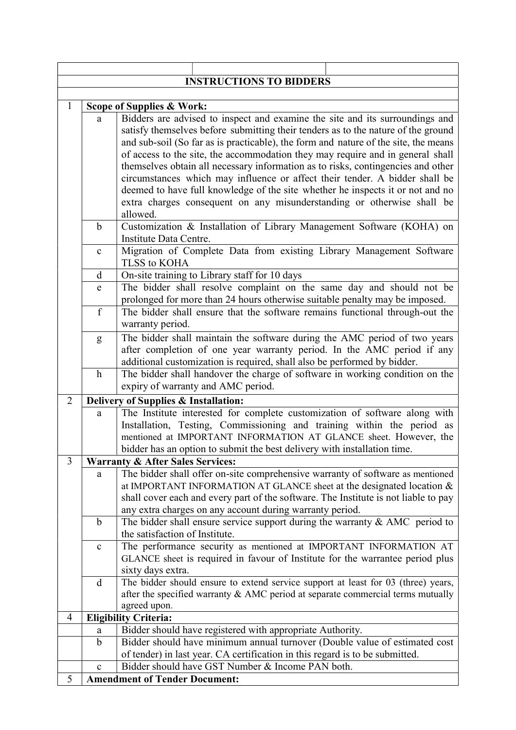## INSTRUCTIONS TO BIDDERS

| | | |
|---|---|---|
| 1 | **Scope of Supplies & Work:** | |
| | a | Bidders are advised to inspect and examine the site and its surroundings and satisfy themselves before submitting their tenders as to the nature of the ground and sub-soil (So far as is practicable), the form and nature of the site, the means of access to the site, the accommodation they may require and in general shall themselves obtain all necessary information as to risks, contingencies and other circumstances which may influence or affect their tender. A bidder shall be deemed to have full knowledge of the site whether he inspects it or not and no extra charges consequent on any misunderstanding or otherwise shall be allowed. |
| | b | Customization & Installation of Library Management Software (KOHA) on Institute Data Centre. |
| | c | Migration of Complete Data from existing Library Management Software TLSS to KOHA |
| | d | On-site training to Library staff for 10 days |
| | e | The bidder shall resolve complaint on the same day and should not be prolonged for more than 24 hours otherwise suitable penalty may be imposed. |
| | f | The bidder shall ensure that the software remains functional through-out the warranty period. |
| | g | The bidder shall maintain the software during the AMC period of two years after completion of one year warranty period. In the AMC period if any additional customization is required, shall also be performed by bidder. |
| | h | The bidder shall handover the charge of software in working condition on the expiry of warranty and AMC period. |
| 2 | **Delivery of Supplies & Installation:** | |
| | a | The Institute interested for complete customization of software along with Installation, Testing, Commissioning and training within the period as mentioned at IMPORTANT INFORMATION AT GLANCE sheet. However, the bidder has an option to submit the best delivery with installation time. |
| 3 | **Warranty & After Sales Services:** | |
| | a | The bidder shall offer on-site comprehensive warranty of software as mentioned at IMPORTANT INFORMATION AT GLANCE sheet at the designated location & shall cover each and every part of the software. The Institute is not liable to pay any extra charges on any account during warranty period. |
| | b | The bidder shall ensure service support during the warranty & AMC period to the satisfaction of Institute. |
| | c | The performance security as mentioned at IMPORTANT INFORMATION AT GLANCE sheet is required in favour of Institute for the warrantee period plus sixty days extra. |
| | d | The bidder should ensure to extend service support at least for 03 (three) years, after the specified warranty & AMC period at separate commercial terms mutually agreed upon. |
| 4 | **Eligibility Criteria:** | |
| | a | Bidder should have registered with appropriate Authority. |
| | b | Bidder should have minimum annual turnover (Double value of estimated cost of tender) in last year. CA certification in this regard is to be submitted. |
| | c | Bidder should have GST Number & Income PAN both. |
| 5 | **Amendment of Tender Document:** | |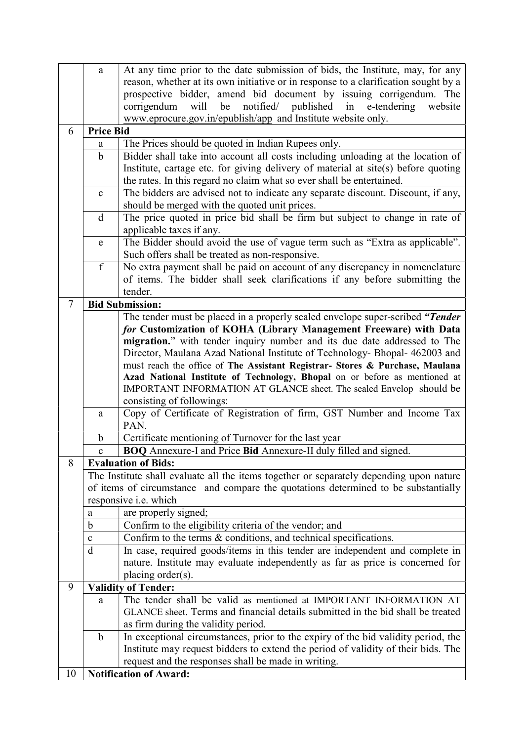|  |  |  |
|---|---|---|
|  | a | At any time prior to the date submission of bids, the Institute, may, for any reason, whether at its own initiative or in response to a clarification sought by a prospective bidder, amend bid document by issuing corrigendum. The corrigendum will be notified/ published in e-tendering website www.eprocure.gov.in/epublish/app and Institute website only. |
| 6 | **Price Bid** |  |
|  | a | The Prices should be quoted in Indian Rupees only. |
|  | b | Bidder shall take into account all costs including unloading at the location of Institute, cartage etc. for giving delivery of material at site(s) before quoting the rates. In this regard no claim what so ever shall be entertained. |
|  | c | The bidders are advised not to indicate any separate discount. Discount, if any, should be merged with the quoted unit prices. |
|  | d | The price quoted in price bid shall be firm but subject to change in rate of applicable taxes if any. |
|  | e | The Bidder should avoid the use of vague term such as "Extra as applicable". Such offers shall be treated as non-responsive. |
|  | f | No extra payment shall be paid on account of any discrepancy in nomenclature of items. The bidder shall seek clarifications if any before submitting the tender. |
| 7 | **Bid Submission:** |  |
|  |  | The tender must be placed in a properly sealed envelope super-scribed ***"Tender for* Customization of KOHA (Library Management Freeware) with Data migration.**" with tender inquiry number and its due date addressed to The Director, Maulana Azad National Institute of Technology- Bhopal- 462003 and must reach the office of **The Assistant Registrar- Stores & Purchase, Maulana Azad National Institute of Technology, Bhopal** on or before as mentioned at IMPORTANT INFORMATION AT GLANCE sheet. The sealed Envelop should be consisting of followings: |
|  | a | Copy of Certificate of Registration of firm, GST Number and Income Tax PAN. |
|  | b | Certificate mentioning of Turnover for the last year |
|  | c | **BOQ** Annexure-I and Price **Bid** Annexure-II duly filled and signed. |
| 8 | **Evaluation of Bids:** |  |
|  | The Institute shall evaluate all the items together or separately depending upon nature of items of circumstance and compare the quotations determined to be substantially responsive i.e. which |  |
|  | a | are properly signed; |
|  | b | Confirm to the eligibility criteria of the vendor; and |
|  | c | Confirm to the terms & conditions, and technical specifications. |
|  | d | In case, required goods/items in this tender are independent and complete in nature. Institute may evaluate independently as far as price is concerned for placing order(s). |
| 9 | **Validity of Tender:** |  |
|  | a | The tender shall be valid as mentioned at IMPORTANT INFORMATION AT GLANCE sheet. Terms and financial details submitted in the bid shall be treated as firm during the validity period. |
|  | b | In exceptional circumstances, prior to the expiry of the bid validity period, the Institute may request bidders to extend the period of validity of their bids. The request and the responses shall be made in writing. |
| 10 | **Notification of Award:** |  |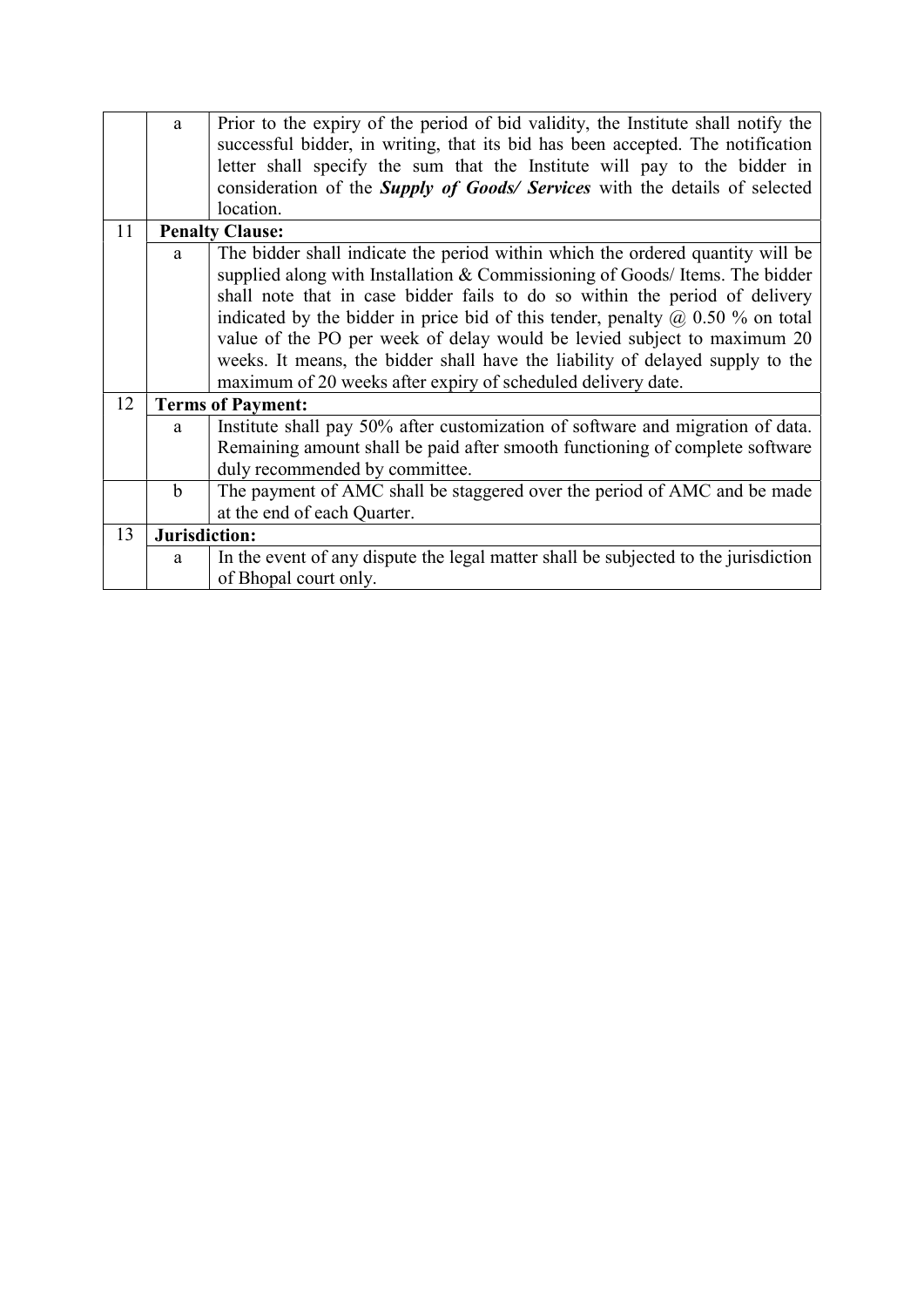| | | |
|---|---|---|
| | a | Prior to the expiry of the period of bid validity, the Institute shall notify the successful bidder, in writing, that its bid has been accepted. The notification letter shall specify the sum that the Institute will pay to the bidder in consideration of the ***Supply of Goods/ Services*** with the details of selected location. |
| 11 | **Penalty Clause:** | |
| | a | The bidder shall indicate the period within which the ordered quantity will be supplied along with Installation & Commissioning of Goods/ Items. The bidder shall note that in case bidder fails to do so within the period of delivery indicated by the bidder in price bid of this tender, penalty @ 0.50 % on total value of the PO per week of delay would be levied subject to maximum 20 weeks. It means, the bidder shall have the liability of delayed supply to the maximum of 20 weeks after expiry of scheduled delivery date. |
| 12 | **Terms of Payment:** | |
| | a | Institute shall pay 50% after customization of software and migration of data. Remaining amount shall be paid after smooth functioning of complete software duly recommended by committee. |
| | b | The payment of AMC shall be staggered over the period of AMC and be made at the end of each Quarter. |
| 13 | **Jurisdiction:** | |
| | a | In the event of any dispute the legal matter shall be subjected to the jurisdiction of Bhopal court only. |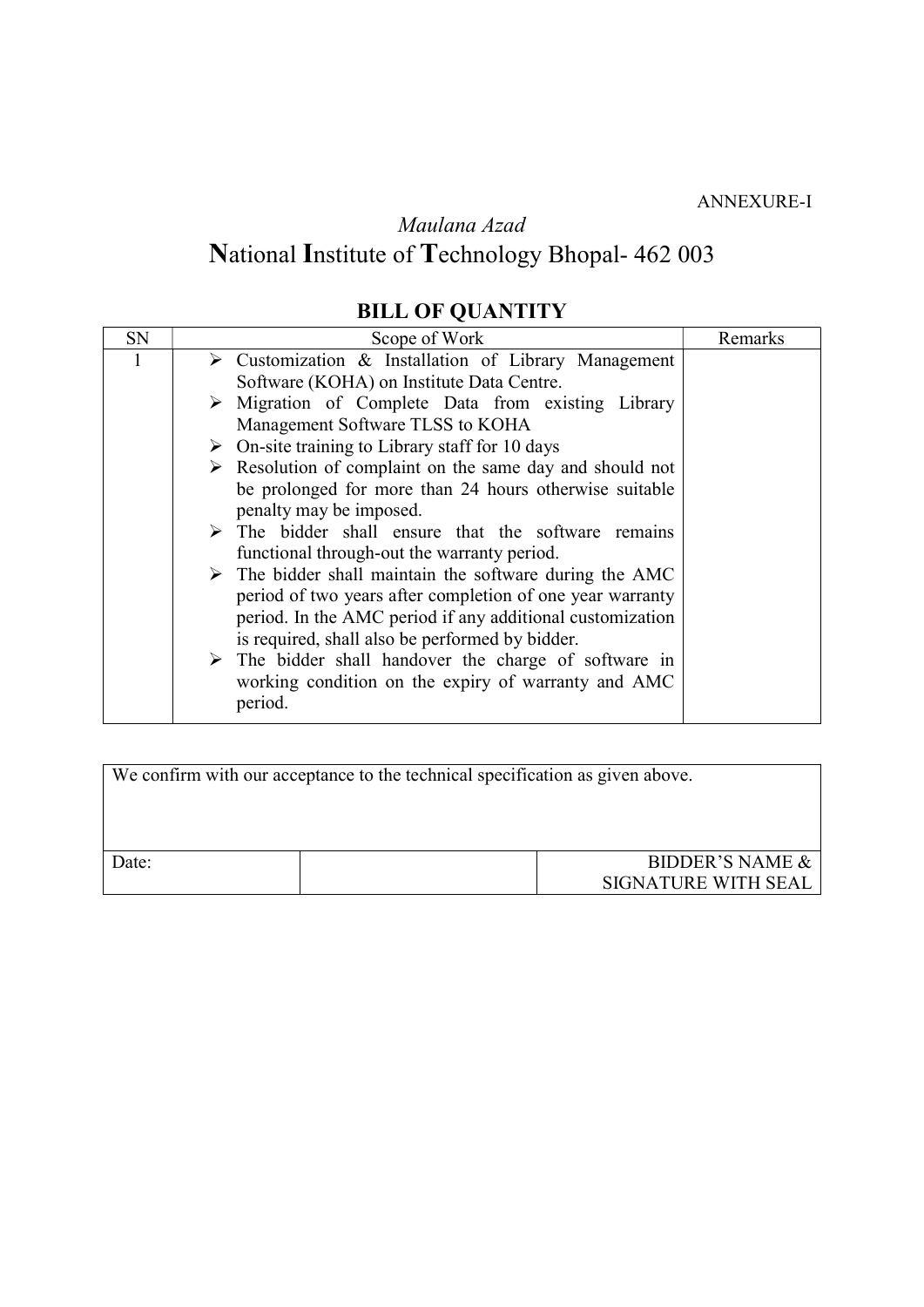ANNEXURE-I

*Maulana Azad*

# **N**ational **I**nstitute of **T**echnology Bhopal- 462 003

## BILL OF QUANTITY

| SN | Scope of Work | Remarks |
|---|---|---|
| 1 | ➢ Customization & Installation of Library Management Software (KOHA) on Institute Data Centre.<br>➢ Migration of Complete Data from existing Library Management Software TLSS to KOHA<br>➢ On-site training to Library staff for 10 days<br>➢ Resolution of complaint on the same day and should not be prolonged for more than 24 hours otherwise suitable penalty may be imposed.<br>➢ The bidder shall ensure that the software remains functional through-out the warranty period.<br>➢ The bidder shall maintain the software during the AMC period of two years after completion of one year warranty period. In the AMC period if any additional customization is required, shall also be performed by bidder.<br>➢ The bidder shall handover the charge of software in working condition on the expiry of warranty and AMC period. | |

| We confirm with our acceptance to the technical specification as given above. | | |
|---|---|---|
| Date: | | BIDDER'S NAME & SIGNATURE WITH SEAL |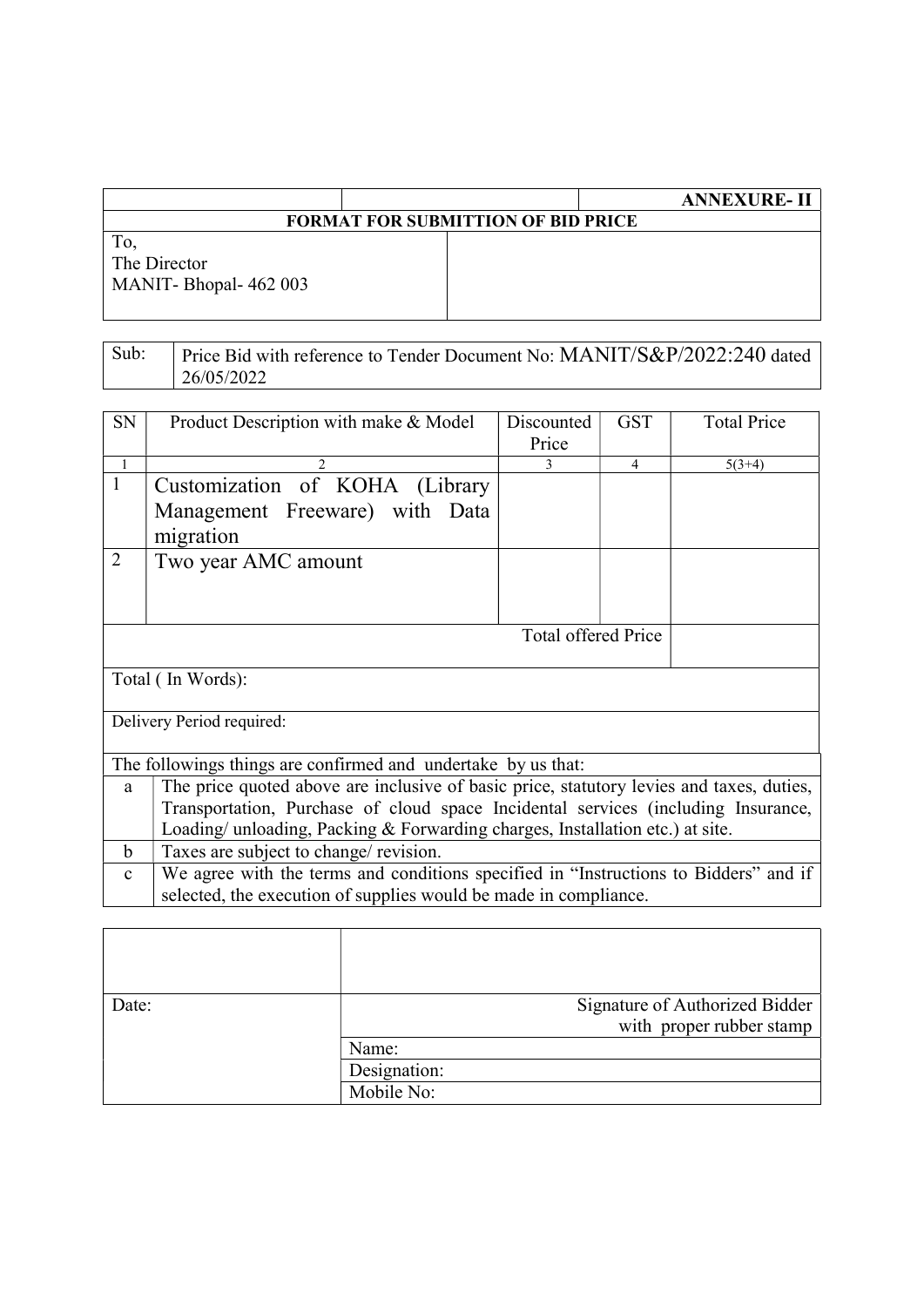**ANNEXURE- II**

**FORMAT FOR SUBMITTION OF BID PRICE**

To,
The Director
MANIT- Bhopal- 462 003

| | |
|---|---|
| Sub: | Price Bid with reference to Tender Document No: MANIT/S&P/2022:240 dated 26/05/2022 |

| SN | Product Description with make & Model | Discounted Price | GST | Total Price |
|---|---|---|---|---|
| 1 | 2 | 3 | 4 | 5(3+4) |
| 1 | Customization of KOHA (Library Management Freeware) with Data migration | | | |
| 2 | Two year AMC amount | | | |
| | | | Total offered Price | |

Total ( In Words):

Delivery Period required:

The followings things are confirmed and undertake by us that:

| | |
|---|---|
| a | The price quoted above are inclusive of basic price, statutory levies and taxes, duties, Transportation, Purchase of cloud space Incidental services (including Insurance, Loading/ unloading, Packing & Forwarding charges, Installation etc.) at site. |
| b | Taxes are subject to change/ revision. |
| c | We agree with the terms and conditions specified in "Instructions to Bidders" and if selected, the execution of supplies would be made in compliance. |

| | |
|---|---|
| Date: | Signature of Authorized Bidder with proper rubber stamp |
| | Name: |
| | Designation: |
| | Mobile No: |